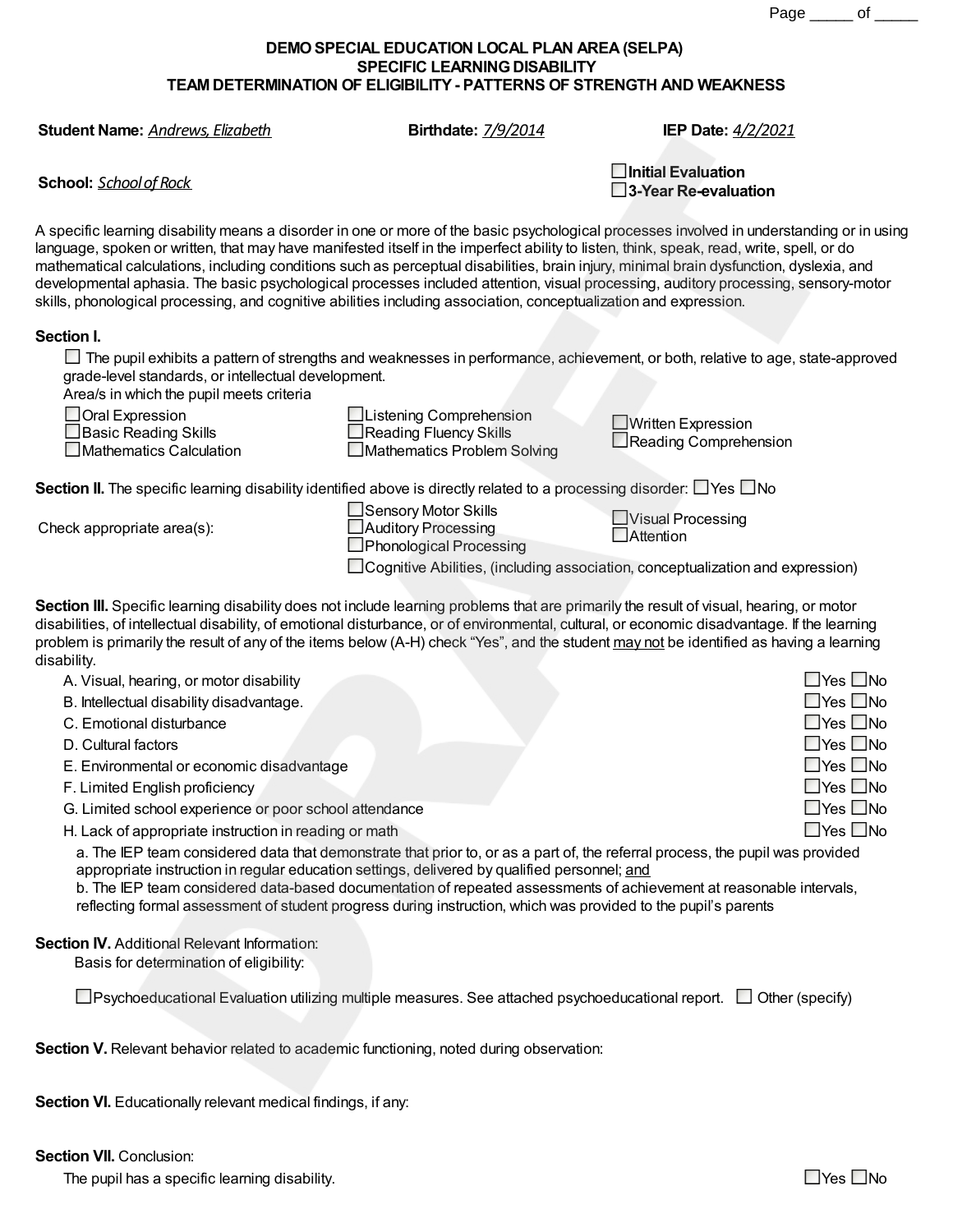**DEMO SPECIAL EDUCATION LOCAL PLAN AREA (SELPA)**
**SPECIFIC LEARNING DISABILITY**
**TEAM DETERMINATION OF ELIGIBILITY - PATTERNS OF STRENGTH AND WEAKNESS**

**Student Name:** *Andrews, Elizabeth* **Birthdate:** *7/9/2014* **IEP Date:** *4/2/2021*

**School:** *School of Rock*

☐ **Initial Evaluation**
☐ **3-Year Re-evaluation**

A specific learning disability means a disorder in one or more of the basic psychological processes involved in understanding or in using language, spoken or written, that may have manifested itself in the imperfect ability to listen, think, speak, read, write, spell, or do mathematical calculations, including conditions such as perceptual disabilities, brain injury, minimal brain dysfunction, dyslexia, and developmental aphasia. The basic psychological processes included attention, visual processing, auditory processing, sensory-motor skills, phonological processing, and cognitive abilities including association, conceptualization and expression.

**Section I.**

☐ The pupil exhibits a pattern of strengths and weaknesses in performance, achievement, or both, relative to age, state-approved grade-level standards, or intellectual development.

Area/s in which the pupil meets criteria

☐ Oral Expression
☐ Basic Reading Skills
☐ Mathematics Calculation
☐ Listening Comprehension
☐ Reading Fluency Skills
☐ Mathematics Problem Solving
☐ Written Expression
☐ Reading Comprehension

**Section II.** The specific learning disability identified above is directly related to a processing disorder: ☐ Yes ☐ No

Check appropriate area(s):

☐ Sensory Motor Skills
☐ Auditory Processing
☐ Phonological Processing
☐ Visual Processing
☐ Attention
☐ Cognitive Abilities, (including association, conceptualization and expression)

**Section III.** Specific learning disability does not include learning problems that are primarily the result of visual, hearing, or motor disabilities, of intellectual disability, of emotional disturbance, or of environmental, cultural, or economic disadvantage. If the learning problem is primarily the result of any of the items below (A-H) check "Yes", and the student may not be identified as having a learning disability.

A. Visual, hearing, or motor disability ☐ Yes ☐ No
B. Intellectual disability disadvantage. ☐ Yes ☐ No
C. Emotional disturbance ☐ Yes ☐ No
D. Cultural factors ☐ Yes ☐ No
E. Environmental or economic disadvantage ☐ Yes ☐ No
F. Limited English proficiency ☐ Yes ☐ No
G. Limited school experience or poor school attendance ☐ Yes ☐ No
H. Lack of appropriate instruction in reading or math ☐ Yes ☐ No

a. The IEP team considered data that demonstrate that prior to, or as a part of, the referral process, the pupil was provided appropriate instruction in regular education settings, delivered by qualified personnel; and
b. The IEP team considered data-based documentation of repeated assessments of achievement at reasonable intervals, reflecting formal assessment of student progress during instruction, which was provided to the pupil's parents

**Section IV.** Additional Relevant Information:
Basis for determination of eligibility:

☐ Psychoeducational Evaluation utilizing multiple measures. See attached psychoeducational report. ☐ Other (specify)

**Section V.** Relevant behavior related to academic functioning, noted during observation:

**Section VI.** Educationally relevant medical findings, if any:

**Section VII.** Conclusion:

The pupil has a specific learning disability. ☐ Yes ☐ No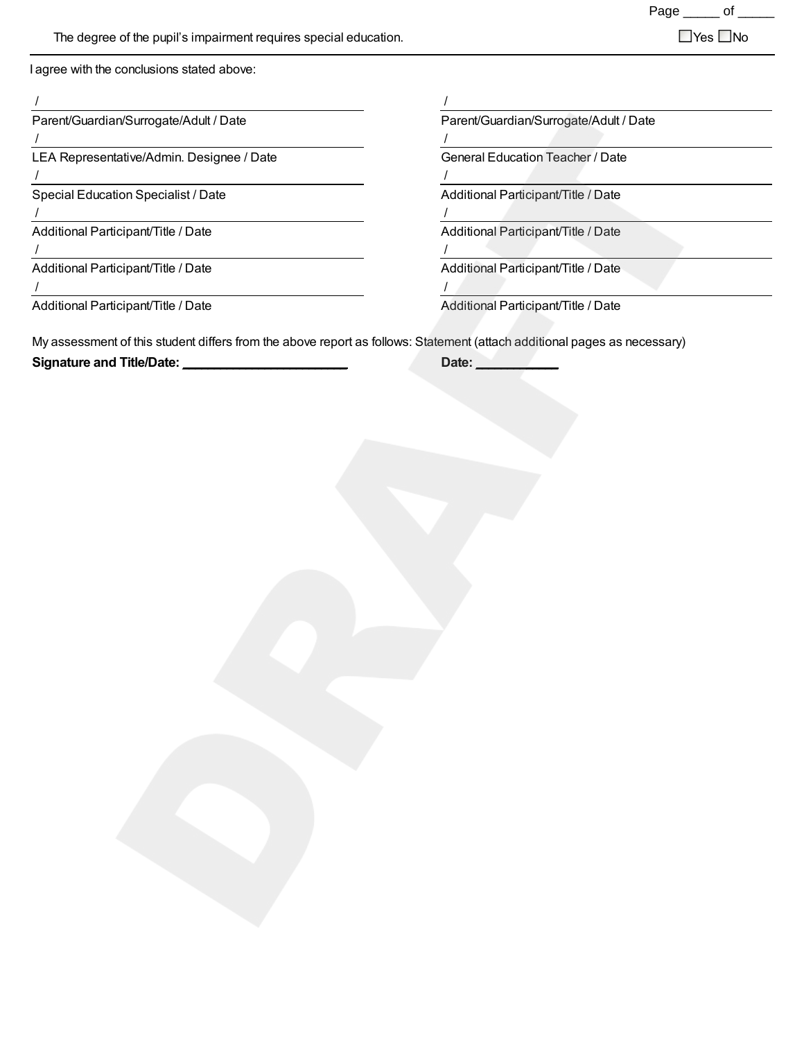The degree of the pupil's impairment requires special education. ☐Yes ☐No

I agree with the conclusions stated above:

| | |
|---|---|
| / | / |
| Parent/Guardian/Surrogate/Adult / Date | Parent/Guardian/Surrogate/Adult / Date |
| / | / |
| LEA Representative/Admin. Designee / Date | General Education Teacher / Date |
| / | / |
| Special Education Specialist / Date | Additional Participant/Title / Date |
| / | / |
| Additional Participant/Title / Date | Additional Participant/Title / Date |
| / | / |
| Additional Participant/Title / Date | Additional Participant/Title / Date |
| / | / |
| Additional Participant/Title / Date | Additional Participant/Title / Date |

My assessment of this student differs from the above report as follows: Statement (attach additional pages as necessary)

**Signature and Title/Date: ______________________** **Date: ___________**

DRAFT